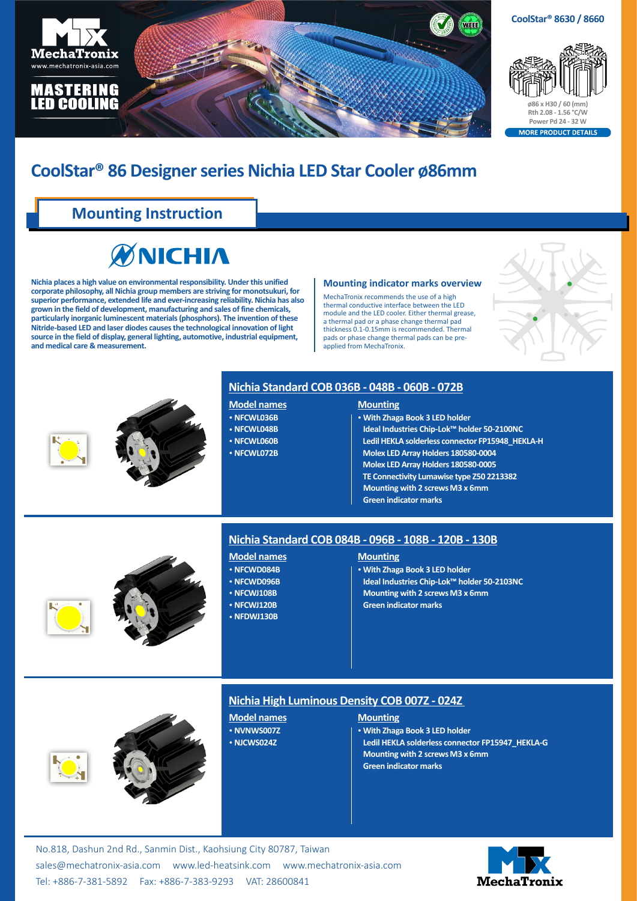MechaTronix
www.mechatronix-asia.com

MASTERING LED COOLING

**CoolStar® 8630 / 8660**

ø86 x H30 / 60 (mm)
Rth 2.08 - 1.56 °C/W
Power Pd 24 - 32 W

MORE PRODUCT DETAILS

# CoolStar® 86 Designer series Nichia LED Star Cooler ø86mm

## Mounting Instruction

NICHIA

**Nichia places a high value on environmental responsibility. Under this unified corporate philosophy, all Nichia group members are striving for monotsukuri, for superior performance, extended life and ever-increasing reliability. Nichia has also grown in the field of development, manufacturing and sales of fine chemicals, particularly inorganic luminescent materials (phosphors). The invention of these Nitride-based LED and laser diodes causes the technological innovation of light source in the field of display, general lighting, automotive, industrial equipment, and medical care & measurement.**

### Mounting indicator marks overview

MechaTronix recommends the use of a high thermal conductive interface between the LED module and the LED cooler. Either thermal grease, a thermal pad or a phase change thermal pad thickness 0.1-0.15mm is recommended. Thermal pads or phase change thermal pads can be pre-applied from MechaTronix.

### Nichia Standard COB 036B - 048B - 060B - 072B

**Model names**
- NFCWL036B
- NFCWL048B
- NFCWL060B
- NFCWL072B

**Mounting**
- With Zhaga Book 3 LED holder
  Ideal Industries Chip-Lok™ holder 50-2100NC
  Ledil HEKLA solderless connector FP15948_HEKLA-H
  Molex LED Array Holders 180580-0004
  Molex LED Array Holders 180580-0005
  TE Connectivity Lumawise type Z50 2213382
  Mounting with 2 screws M3 x 6mm
  Green indicator marks

### Nichia Standard COB 084B - 096B - 108B - 120B - 130B

**Model names**
- NFCWD084B
- NFCWD096B
- NFCWJ108B
- NFCWJ120B
- NFDWJ130B

**Mounting**
- With Zhaga Book 3 LED holder
  Ideal Industries Chip-Lok™ holder 50-2103NC
  Mounting with 2 screws M3 x 6mm
  Green indicator marks

### Nichia High Luminous Density COB 007Z - 024Z

**Model names**
- NVNWS007Z
- NJCWS024Z

**Mounting**
- With Zhaga Book 3 LED holder
  Ledil HEKLA solderless connector FP15947_HEKLA-G
  Mounting with 2 screws M3 x 6mm
  Green indicator marks

No.818, Dashun 2nd Rd., Sanmin Dist., Kaohsiung City 80787, Taiwan
sales@mechatronix-asia.com www.led-heatsink.com www.mechatronix-asia.com
Tel: +886-7-381-5892 Fax: +886-7-383-9293 VAT: 28600841

MechaTronix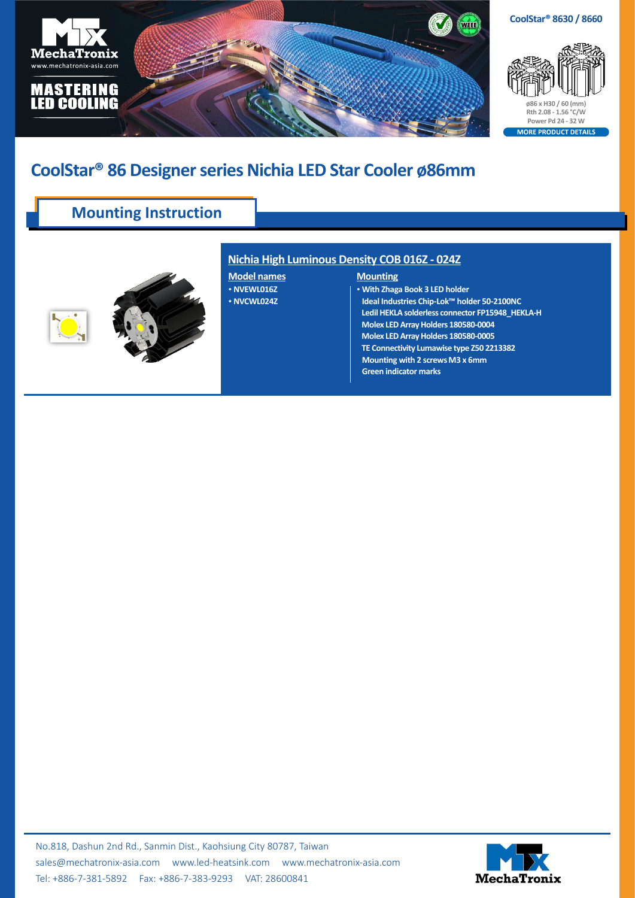CoolStar® 8630 / 8660

ø86 x H30 / 60 (mm)
Rth 2.08 - 1.56 °C/W
Power Pd 24 - 32 W

MORE PRODUCT DETAILS

# CoolStar® 86 Designer series Nichia LED Star Cooler ø86mm

## Mounting Instruction

### Nichia High Luminous Density COB 016Z - 024Z

**Model names**

- NVEWL016Z
- NVCWL024Z

**Mounting**

- With Zhaga Book 3 LED holder
  - Ideal Industries Chip-Lok™ holder 50-2100NC
  - Ledil HEKLA solderless connector FP15948_HEKLA-H
  - Molex LED Array Holders 180580-0004
  - Molex LED Array Holders 180580-0005
  - TE Connectivity Lumawise type Z50 2213382
  - Mounting with 2 screws M3 x 6mm
  - Green indicator marks

No.818, Dashun 2nd Rd., Sanmin Dist., Kaohsiung City 80787, Taiwan
sales@mechatronix-asia.com www.led-heatsink.com www.mechatronix-asia.com
Tel: +886-7-381-5892 Fax: +886-7-383-9293 VAT: 28600841